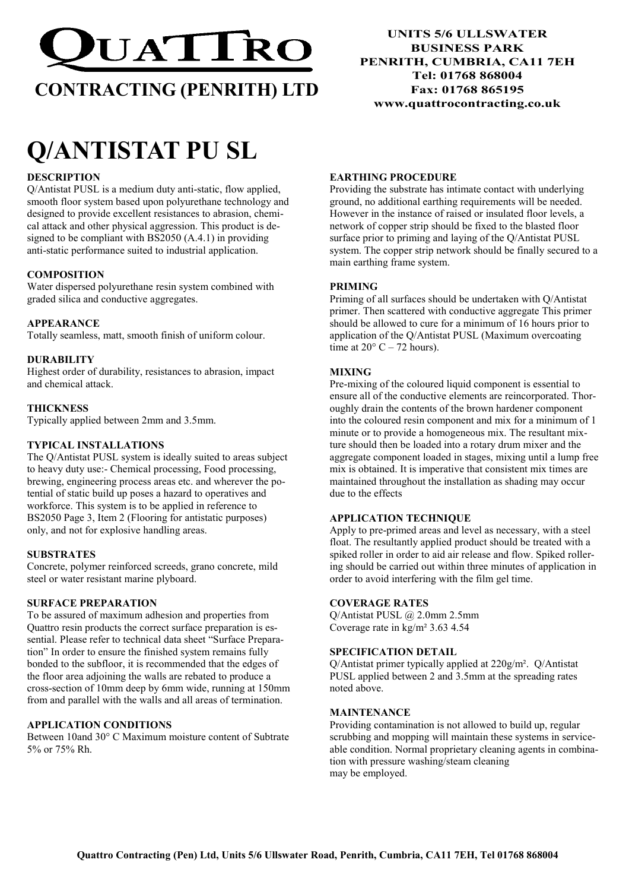# QUATTRO

## CONTRACTING (PENRITH) LTD

**UNITS 5/6 ULLSWATER BUSINESS PARK**
**PENRITH, CUMBRIA, CA11 7EH**
**Tel: 01768 868004**
**Fax: 01768 865195**
**www.quattrocontracting.co.uk**

# Q/ANTISTAT PU SL

### DESCRIPTION

Q/Antistat PUSL is a medium duty anti-static, flow applied, smooth floor system based upon polyurethane technology and designed to provide excellent resistances to abrasion, chemical attack and other physical aggression. This product is designed to be compliant with BS2050 (A.4.1) in providing anti-static performance suited to industrial application.

### COMPOSITION

Water dispersed polyurethane resin system combined with graded silica and conductive aggregates.

### APPEARANCE

Totally seamless, matt, smooth finish of uniform colour.

### DURABILITY

Highest order of durability, resistances to abrasion, impact and chemical attack.

### THICKNESS

Typically applied between 2mm and 3.5mm.

### TYPICAL INSTALLATIONS

The Q/Antistat PUSL system is ideally suited to areas subject to heavy duty use:- Chemical processing, Food processing, brewing, engineering process areas etc. and wherever the potential of static build up poses a hazard to operatives and workforce. This system is to be applied in reference to BS2050 Page 3, Item 2 (Flooring for antistatic purposes) only, and not for explosive handling areas.

### SUBSTRATES

Concrete, polymer reinforced screeds, grano concrete, mild steel or water resistant marine plyboard.

### SURFACE PREPARATION

To be assured of maximum adhesion and properties from Quattro resin products the correct surface preparation is essential. Please refer to technical data sheet "Surface Preparation" In order to ensure the finished system remains fully bonded to the subfloor, it is recommended that the edges of the floor area adjoining the walls are rebated to produce a cross-section of 10mm deep by 6mm wide, running at 150mm from and parallel with the walls and all areas of termination.

### APPLICATION CONDITIONS

Between 10and 30° C Maximum moisture content of Subtrate 5% or 75% Rh.

### EARTHING PROCEDURE

Providing the substrate has intimate contact with underlying ground, no additional earthing requirements will be needed. However in the instance of raised or insulated floor levels, a network of copper strip should be fixed to the blasted floor surface prior to priming and laying of the Q/Antistat PUSL system. The copper strip network should be finally secured to a main earthing frame system.

### PRIMING

Priming of all surfaces should be undertaken with Q/Antistat primer. Then scattered with conductive aggregate This primer should be allowed to cure for a minimum of 16 hours prior to application of the Q/Antistat PUSL (Maximum overcoating time at 20° C – 72 hours).

### MIXING

Pre-mixing of the coloured liquid component is essential to ensure all of the conductive elements are reincorporated. Thoroughly drain the contents of the brown hardener component into the coloured resin component and mix for a minimum of 1 minute or to provide a homogeneous mix. The resultant mixture should then be loaded into a rotary drum mixer and the aggregate component loaded in stages, mixing until a lump free mix is obtained. It is imperative that consistent mix times are maintained throughout the installation as shading may occur due to the effects

### APPLICATION TECHNIQUE

Apply to pre-primed areas and level as necessary, with a steel float. The resultantly applied product should be treated with a spiked roller in order to aid air release and flow. Spiked rollering should be carried out within three minutes of application in order to avoid interfering with the film gel time.

### COVERAGE RATES

Q/Antistat PUSL @ 2.0mm 2.5mm
Coverage rate in kg/m² 3.63 4.54

### SPECIFICATION DETAIL

Q/Antistat primer typically applied at 220g/m². Q/Antistat PUSL applied between 2 and 3.5mm at the spreading rates noted above.

### MAINTENANCE

Providing contamination is not allowed to build up, regular scrubbing and mopping will maintain these systems in serviceable condition. Normal proprietary cleaning agents in combination with pressure washing/steam cleaning may be employed.

**Quattro Contracting (Pen) Ltd, Units 5/6 Ullswater Road, Penrith, Cumbria, CA11 7EH, Tel 01768 868004**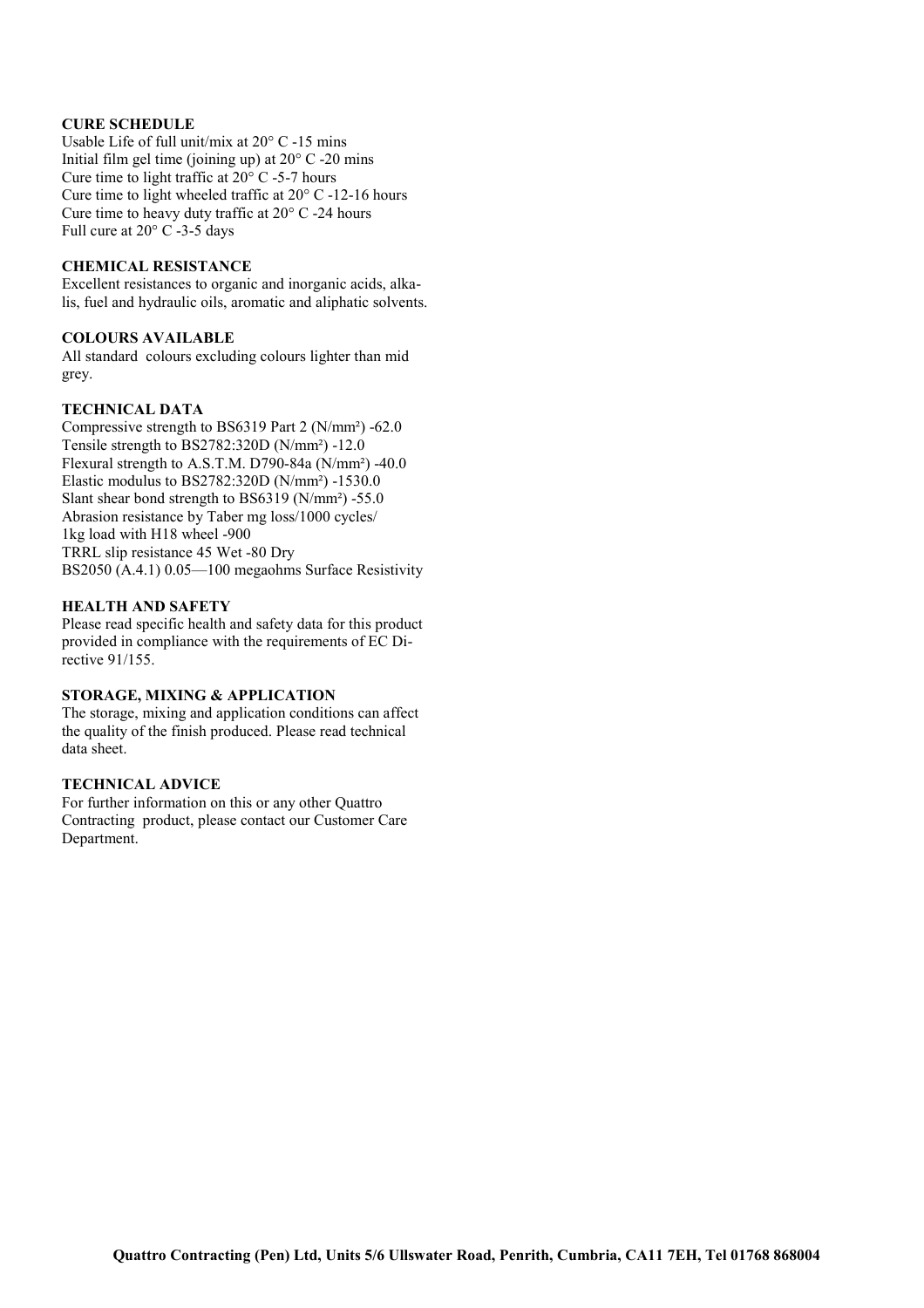**CURE SCHEDULE**

Usable Life of full unit/mix at 20° C -15 mins
Initial film gel time (joining up) at 20° C -20 mins
Cure time to light traffic at 20° C -5-7 hours
Cure time to light wheeled traffic at 20° C -12-16 hours
Cure time to heavy duty traffic at 20° C -24 hours
Full cure at 20° C -3-5 days

**CHEMICAL RESISTANCE**

Excellent resistances to organic and inorganic acids, alkalis, fuel and hydraulic oils, aromatic and aliphatic solvents.

**COLOURS AVAILABLE**

All standard colours excluding colours lighter than mid grey.

**TECHNICAL DATA**

Compressive strength to BS6319 Part 2 (N/mm²) -62.0
Tensile strength to BS2782:320D (N/mm²) -12.0
Flexural strength to A.S.T.M. D790-84a (N/mm²) -40.0
Elastic modulus to BS2782:320D (N/mm²) -1530.0
Slant shear bond strength to BS6319 (N/mm²) -55.0
Abrasion resistance by Taber mg loss/1000 cycles/
1kg load with H18 wheel -900
TRRL slip resistance 45 Wet -80 Dry
BS2050 (A.4.1) 0.05—100 megaohms Surface Resistivity

**HEALTH AND SAFETY**

Please read specific health and safety data for this product provided in compliance with the requirements of EC Directive 91/155.

**STORAGE, MIXING & APPLICATION**

The storage, mixing and application conditions can affect the quality of the finish produced. Please read technical data sheet.

**TECHNICAL ADVICE**

For further information on this or any other Quattro Contracting product, please contact our Customer Care Department.

**Quattro Contracting (Pen) Ltd, Units 5/6 Ullswater Road, Penrith, Cumbria, CA11 7EH, Tel 01768 868004**